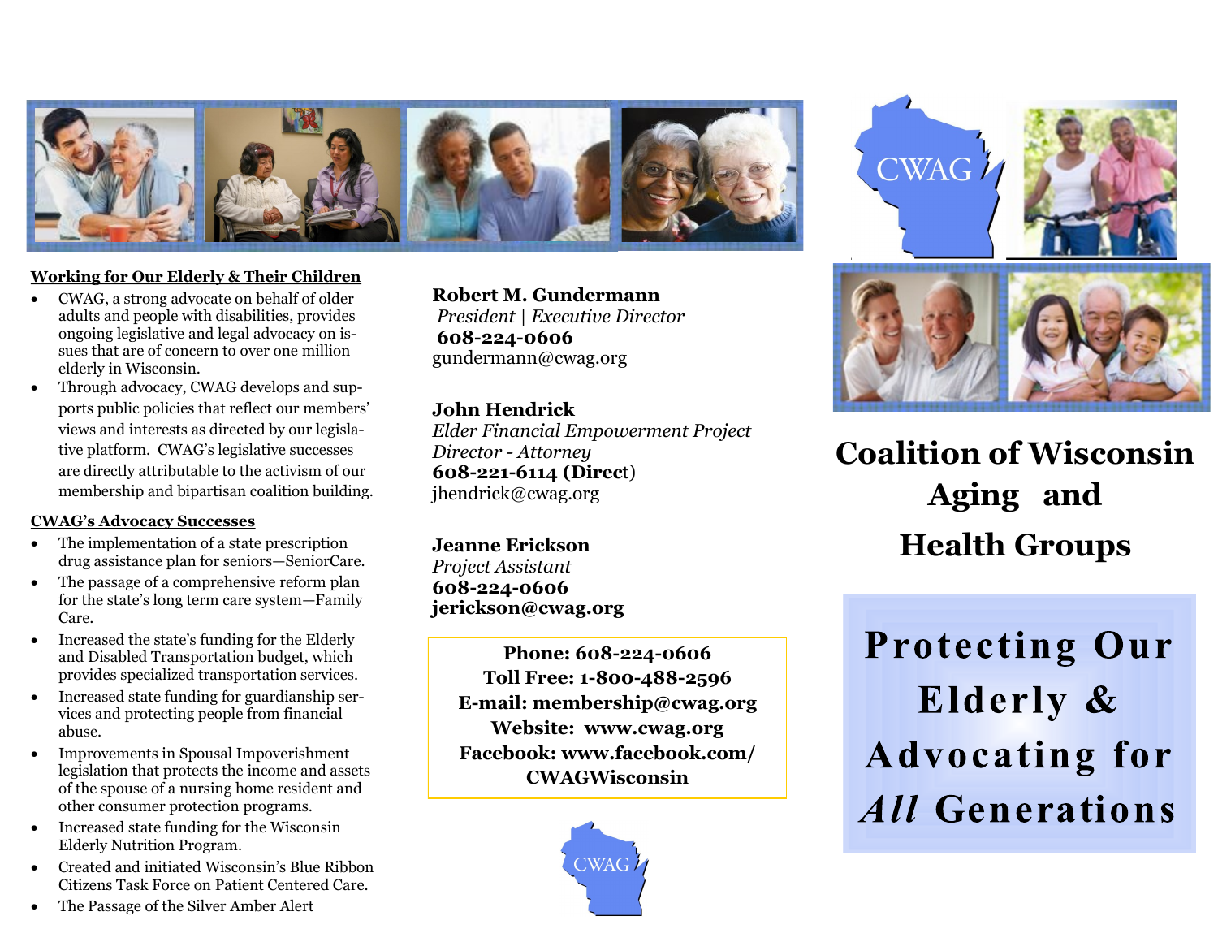## Working for Our Elderly & Their Children

- CWAG, a strong advocate on behalf of older adults and people with disabilities, provides ongoing legislative and legal advocacy on issues that are of concern to over one million elderly in Wisconsin.
- Through advocacy, CWAG develops and supports public policies that reflect our members' views and interests as directed by our legislative platform. CWAG's legislative successes are directly attributable to the activism of our membership and bipartisan coalition building.

## CWAG's Advocacy Successes

- The implementation of a state prescription drug assistance plan for seniors—SeniorCare.
- The passage of a comprehensive reform plan for the state's long term care system—Family Care.
- Increased the state's funding for the Elderly and Disabled Transportation budget, which provides specialized transportation services.
- Increased state funding for guardianship services and protecting people from financial abuse.
- Improvements in Spousal Impoverishment legislation that protects the income and assets of the spouse of a nursing home resident and other consumer protection programs.
- Increased state funding for the Wisconsin Elderly Nutrition Program.
- Created and initiated Wisconsin's Blue Ribbon Citizens Task Force on Patient Centered Care.
- The Passage of the Silver Amber Alert

**Robert M. Gundermann**
*President | Executive Director*
**608-224-0606**
gundermann@cwag.org

**John Hendrick**
*Elder Financial Empowerment Project Director - Attorney*
**608-221-6114 (Direct)**
jhendrick@cwag.org

**Jeanne Erickson**
*Project Assistant*
**608-224-0606**
**jerickson@cwag.org**

**Phone: 608-224-0606**
**Toll Free: 1-800-488-2596**
**E-mail: membership@cwag.org**
**Website: www.cwag.org**
**Facebook: www.facebook.com/CWAGWisconsin**

CWAG

CWAG

# Coalition of Wisconsin Aging and Health Groups

# Protecting Our Elderly & Advocating for *All* Generations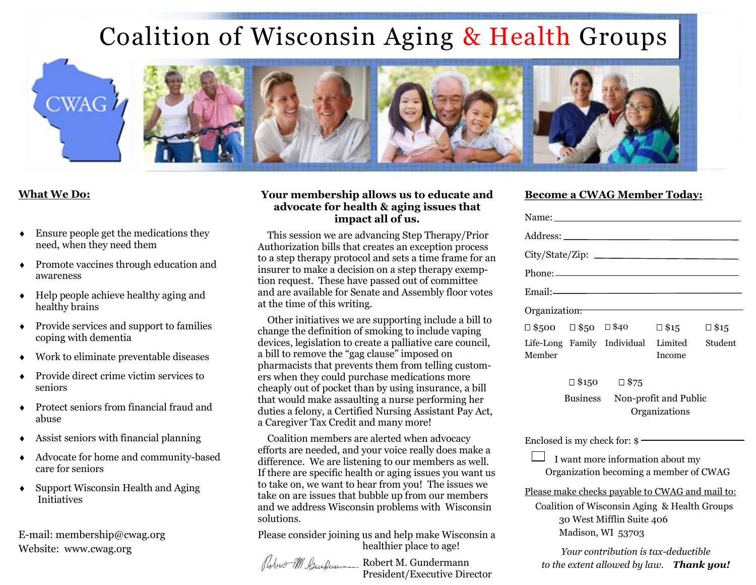# Coalition of Wisconsin Aging & Health Groups

CWAG

## What We Do:

- Ensure people get the medications they need, when they need them
- Promote vaccines through education and awareness
- Help people achieve healthy aging and healthy brains
- Provide services and support to families coping with dementia
- Work to eliminate preventable diseases
- Provide direct crime victim services to seniors
- Protect seniors from financial fraud and abuse
- Assist seniors with financial planning
- Advocate for home and community-based care for seniors
- Support Wisconsin Health and Aging Initiatives

E-mail: membership@cwag.org
Website: www.cwag.org

## Your membership allows us to educate and advocate for health & aging issues that impact all of us.

This session we are advancing Step Therapy/Prior Authorization bills that creates an exception process to a step therapy protocol and sets a time frame for an insurer to make a decision on a step therapy exemption request. These have passed out of committee and are available for Senate and Assembly floor votes at the time of this writing.

Other initiatives we are supporting include a bill to change the definition of smoking to include vaping devices, legislation to create a palliative care council, a bill to remove the "gag clause" imposed on pharmacists that prevents them from telling customers when they could purchase medications more cheaply out of pocket than by using insurance, a bill that would make assaulting a nurse performing her duties a felony, a Certified Nursing Assistant Pay Act, a Caregiver Tax Credit and many more!

Coalition members are alerted when advocacy efforts are needed, and your voice really does make a difference. We are listening to our members as well. If there are specific health or aging issues you want us to take on, we want to hear from you! The issues we take on are issues that bubble up from our members and we address Wisconsin problems with Wisconsin solutions.

Please consider joining us and help make Wisconsin a healthier place to age!

Robert M. Gundermann
President/Executive Director

## Become a CWAG Member Today:

Name: ____________________

Address: ____________________

City/State/Zip: ____________________

Phone: ____________________

Email: ____________________

Organization: ____________________

☐ $500 Life-Long Member ☐ $50 Family ☐ $40 Individual ☐ $15 Limited Income ☐ $15 Student

☐ $150 Business ☐ $75 Non-profit and Public Organizations

Enclosed is my check for: $ ____________________

☐ I want more information about my Organization becoming a member of CWAG

Please make checks payable to CWAG and mail to:

Coalition of Wisconsin Aging & Health Groups
30 West Mifflin Suite 406
Madison, WI 53703

*Your contribution is tax-deductible to the extent allowed by law.* ***Thank you!***